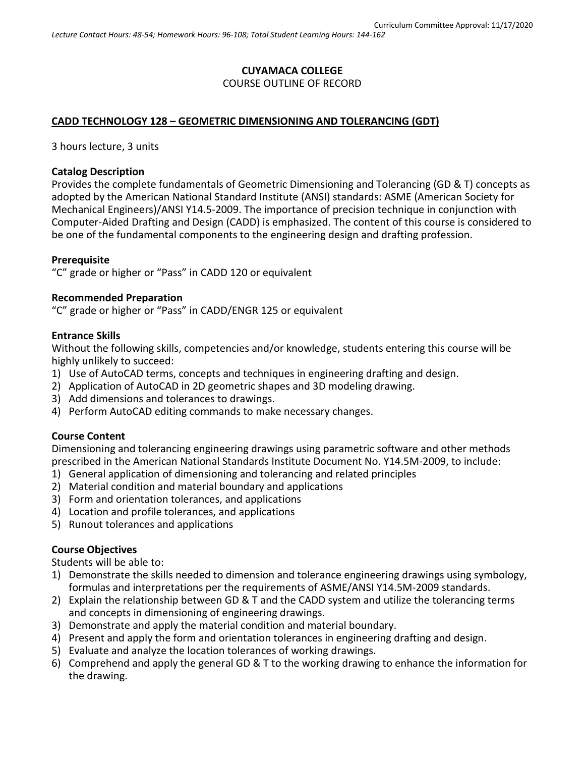Curriculum Committee Approval: 11/17/2020

*Lecture Contact Hours: 48-54; Homework Hours: 96-108; Total Student Learning Hours: 144-162*

**CUYAMACA COLLEGE**

COURSE OUTLINE OF RECORD

**CADD TECHNOLOGY 128 – GEOMETRIC DIMENSIONING AND TOLERANCING (GDT)**

3 hours lecture, 3 units

### Catalog Description

Provides the complete fundamentals of Geometric Dimensioning and Tolerancing (GD & T) concepts as adopted by the American National Standard Institute (ANSI) standards: ASME (American Society for Mechanical Engineers)/ANSI Y14.5-2009. The importance of precision technique in conjunction with Computer-Aided Drafting and Design (CADD) is emphasized. The content of this course is considered to be one of the fundamental components to the engineering design and drafting profession.

### Prerequisite

"C" grade or higher or "Pass" in CADD 120 or equivalent

### Recommended Preparation

"C" grade or higher or "Pass" in CADD/ENGR 125 or equivalent

### Entrance Skills

Without the following skills, competencies and/or knowledge, students entering this course will be highly unlikely to succeed:

1) Use of AutoCAD terms, concepts and techniques in engineering drafting and design.
2) Application of AutoCAD in 2D geometric shapes and 3D modeling drawing.
3) Add dimensions and tolerances to drawings.
4) Perform AutoCAD editing commands to make necessary changes.

### Course Content

Dimensioning and tolerancing engineering drawings using parametric software and other methods prescribed in the American National Standards Institute Document No. Y14.5M-2009, to include:

1) General application of dimensioning and tolerancing and related principles
2) Material condition and material boundary and applications
3) Form and orientation tolerances, and applications
4) Location and profile tolerances, and applications
5) Runout tolerances and applications

### Course Objectives

Students will be able to:

1) Demonstrate the skills needed to dimension and tolerance engineering drawings using symbology, formulas and interpretations per the requirements of ASME/ANSI Y14.5M-2009 standards.
2) Explain the relationship between GD & T and the CADD system and utilize the tolerancing terms and concepts in dimensioning of engineering drawings.
3) Demonstrate and apply the material condition and material boundary.
4) Present and apply the form and orientation tolerances in engineering drafting and design.
5) Evaluate and analyze the location tolerances of working drawings.
6) Comprehend and apply the general GD & T to the working drawing to enhance the information for the drawing.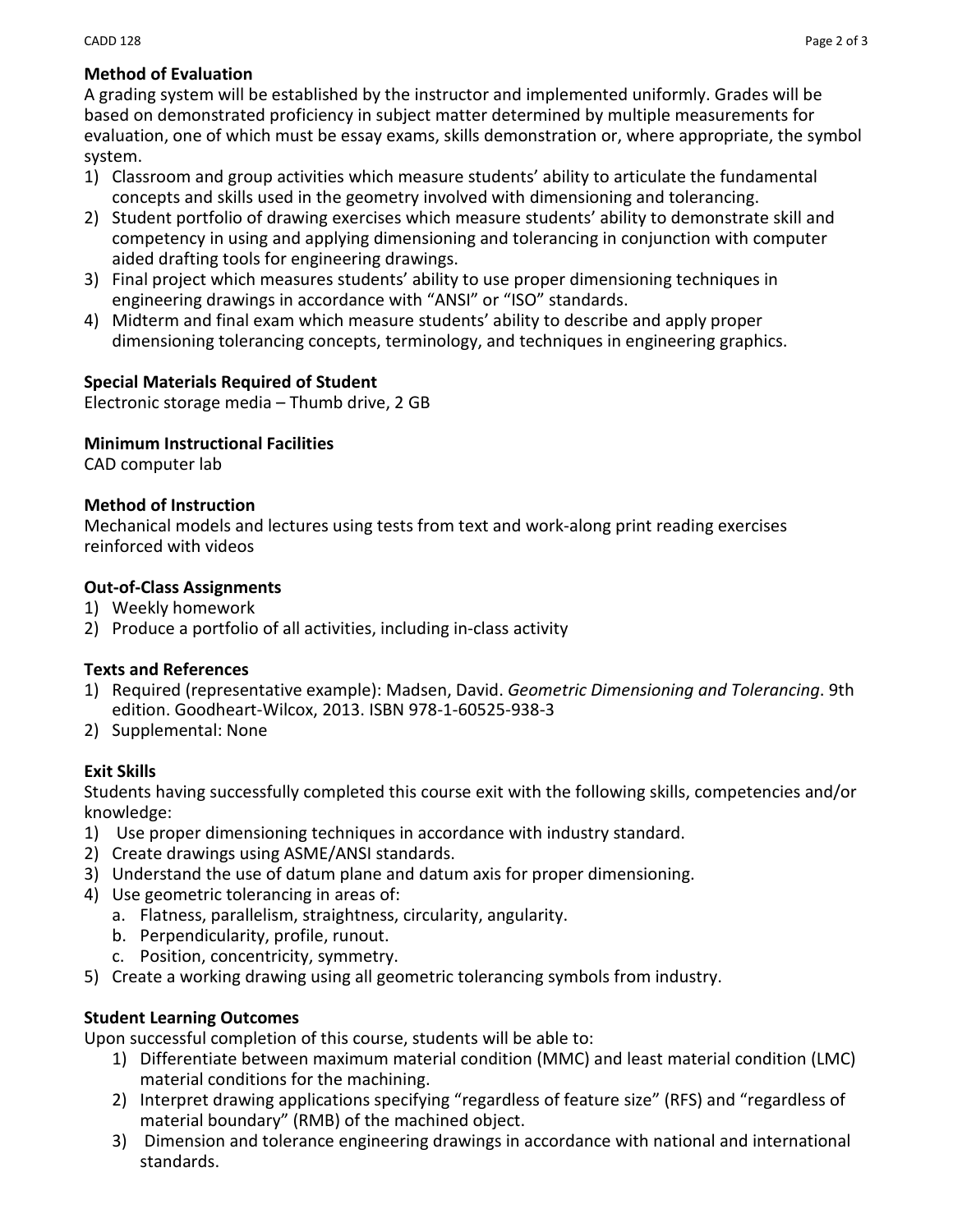## Method of Evaluation

A grading system will be established by the instructor and implemented uniformly. Grades will be based on demonstrated proficiency in subject matter determined by multiple measurements for evaluation, one of which must be essay exams, skills demonstration or, where appropriate, the symbol system.

1) Classroom and group activities which measure students' ability to articulate the fundamental concepts and skills used in the geometry involved with dimensioning and tolerancing.
2) Student portfolio of drawing exercises which measure students' ability to demonstrate skill and competency in using and applying dimensioning and tolerancing in conjunction with computer aided drafting tools for engineering drawings.
3) Final project which measures students' ability to use proper dimensioning techniques in engineering drawings in accordance with "ANSI" or "ISO" standards.
4) Midterm and final exam which measure students' ability to describe and apply proper dimensioning tolerancing concepts, terminology, and techniques in engineering graphics.

## Special Materials Required of Student

Electronic storage media – Thumb drive, 2 GB

## Minimum Instructional Facilities

CAD computer lab

## Method of Instruction

Mechanical models and lectures using tests from text and work-along print reading exercises reinforced with videos

## Out-of-Class Assignments

1) Weekly homework
2) Produce a portfolio of all activities, including in-class activity

## Texts and References

1) Required (representative example): Madsen, David. *Geometric Dimensioning and Tolerancing*. 9th edition. Goodheart-Wilcox, 2013. ISBN 978-1-60525-938-3
2) Supplemental: None

## Exit Skills

Students having successfully completed this course exit with the following skills, competencies and/or knowledge:

1) Use proper dimensioning techniques in accordance with industry standard.
2) Create drawings using ASME/ANSI standards.
3) Understand the use of datum plane and datum axis for proper dimensioning.
4) Use geometric tolerancing in areas of:
   a. Flatness, parallelism, straightness, circularity, angularity.
   b. Perpendicularity, profile, runout.
   c. Position, concentricity, symmetry.
5) Create a working drawing using all geometric tolerancing symbols from industry.

## Student Learning Outcomes

Upon successful completion of this course, students will be able to:

1) Differentiate between maximum material condition (MMC) and least material condition (LMC) material conditions for the machining.
2) Interpret drawing applications specifying "regardless of feature size" (RFS) and "regardless of material boundary" (RMB) of the machined object.
3) Dimension and tolerance engineering drawings in accordance with national and international standards.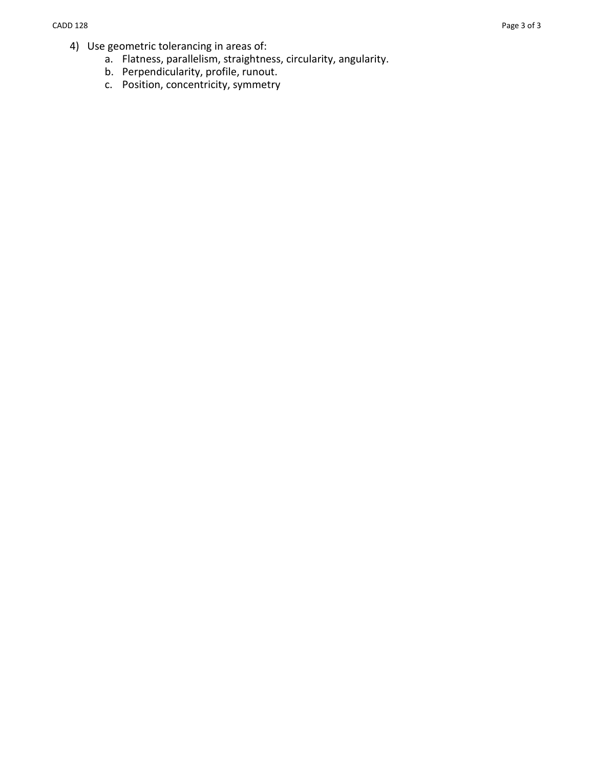4) Use geometric tolerancing in areas of:
   a. Flatness, parallelism, straightness, circularity, angularity.
   b. Perpendicularity, profile, runout.
   c. Position, concentricity, symmetry